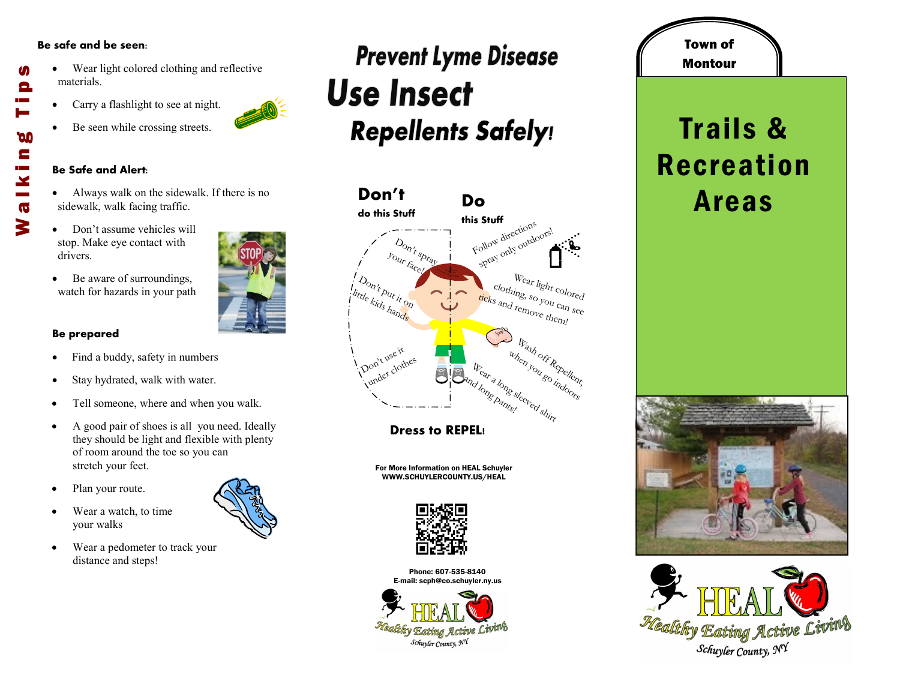# Walking Tips

**Be safe and be seen:**

- Wear light colored clothing and reflective materials.
- Carry a flashlight to see at night.
- Be seen while crossing streets.

**Be Safe and Alert:**

- Always walk on the sidewalk. If there is no sidewalk, walk facing traffic.
- Don't assume vehicles will stop. Make eye contact with drivers.
- Be aware of surroundings, watch for hazards in your path

**Be prepared**

- Find a buddy, safety in numbers
- Stay hydrated, walk with water.
- Tell someone, where and when you walk.
- A good pair of shoes is all you need. Ideally they should be light and flexible with plenty of room around the toe so you can stretch your feet.
- Plan your route.
- Wear a watch, to time your walks
- Wear a pedometer to track your distance and steps!

# Prevent Lyme Disease

# Use Insect Repellents Safely!

## Don't

**do this Stuff**

- Don't spray your face!
- Don't put it on little kids hands
- Don't use it under clothes

## Do

**this Stuff**

- Follow directions spray only outdoors!
- Wear light colored clothing, so you can see ticks and remove them!
- Wash off Repellent, when you go indoors
- Wear a long sleeved shirt and long pants!

**Dress to REPEL!**

For More Information on HEAL Schuyler
WWW.SCHUYLERCOUNTY.US/HEAL

Phone: 607-535-8140
E-mail: scph@co.schuyler.ny.us

HEAL Healthy Eating Active Living Schuyler County, NY

# Town of Montour

# Trails & Recreation Areas

HEAL Healthy Eating Active Living Schuyler County, NY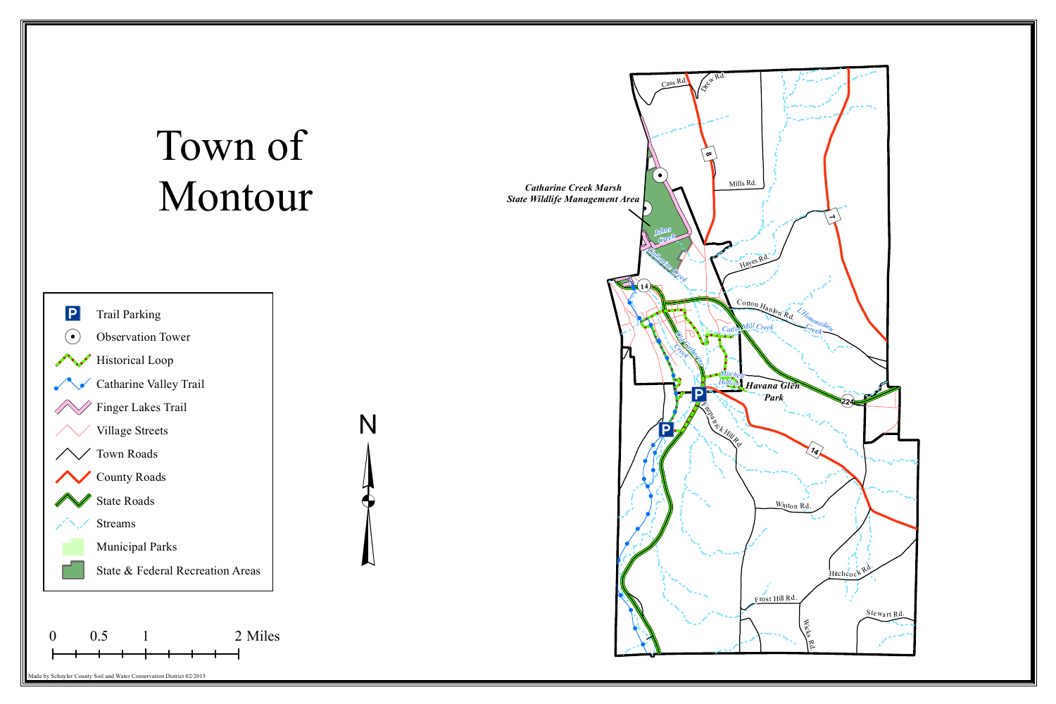# Town of Montour

- Trail Parking
- Observation Tower
- Historical Loop
- Catharine Valley Trail
- Finger Lakes Trail
- Village Streets
- Town Roads
- County Roads
- State Roads
- Streams
- Municipal Parks
- State & Federal Recreation Areas

0 0.5 1 2 Miles

N

*Catharine Creek Marsh State Wildlife Management Area*

*Havana Glen Park*

Cass Rd.
Drew Rd.
8
Mills Rd.
1
Hayes Rd.
14
Cotton Hanlon Rd.
L'Hommedieu Creek
Catlin Mill Creek
Johns Creek
Catharine Creek
Old Catharine Creek
Mitchell Hollow
224
Fitzpatrick Hill Rd.
14
Winton Rd.
Hitchcock Rd.
Frost Hill Rd.
Wicks Rd.
Stewart Rd.

Made by Schuyler County Soil and Water Conservation District 02/2015